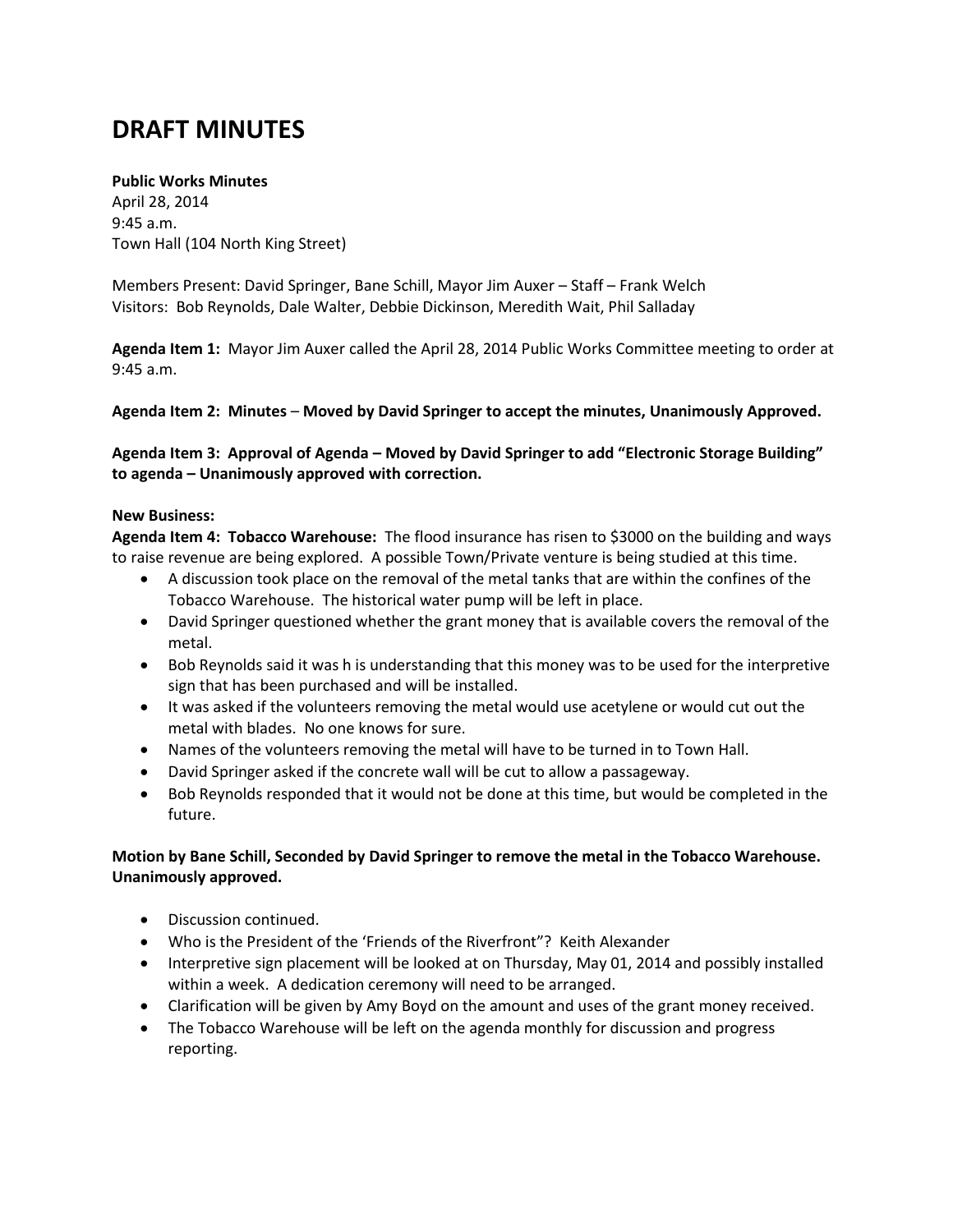# DRAFT MINUTES

**Public Works Minutes**
April 28, 2014
9:45 a.m.
Town Hall (104 North King Street)

Members Present: David Springer, Bane Schill, Mayor Jim Auxer – Staff – Frank Welch
Visitors: Bob Reynolds, Dale Walter, Debbie Dickinson, Meredith Wait, Phil Salladay

**Agenda Item 1:** Mayor Jim Auxer called the April 28, 2014 Public Works Committee meeting to order at 9:45 a.m.

**Agenda Item 2: Minutes – Moved by David Springer to accept the minutes, Unanimously Approved.**

**Agenda Item 3: Approval of Agenda – Moved by David Springer to add "Electronic Storage Building" to agenda – Unanimously approved with correction.**

**New Business:**
**Agenda Item 4: Tobacco Warehouse:** The flood insurance has risen to $3000 on the building and ways to raise revenue are being explored. A possible Town/Private venture is being studied at this time.

- A discussion took place on the removal of the metal tanks that are within the confines of the Tobacco Warehouse. The historical water pump will be left in place.
- David Springer questioned whether the grant money that is available covers the removal of the metal.
- Bob Reynolds said it was h is understanding that this money was to be used for the interpretive sign that has been purchased and will be installed.
- It was asked if the volunteers removing the metal would use acetylene or would cut out the metal with blades. No one knows for sure.
- Names of the volunteers removing the metal will have to be turned in to Town Hall.
- David Springer asked if the concrete wall will be cut to allow a passageway.
- Bob Reynolds responded that it would not be done at this time, but would be completed in the future.

**Motion by Bane Schill, Seconded by David Springer to remove the metal in the Tobacco Warehouse. Unanimously approved.**

- Discussion continued.
- Who is the President of the 'Friends of the Riverfront"? Keith Alexander
- Interpretive sign placement will be looked at on Thursday, May 01, 2014 and possibly installed within a week. A dedication ceremony will need to be arranged.
- Clarification will be given by Amy Boyd on the amount and uses of the grant money received.
- The Tobacco Warehouse will be left on the agenda monthly for discussion and progress reporting.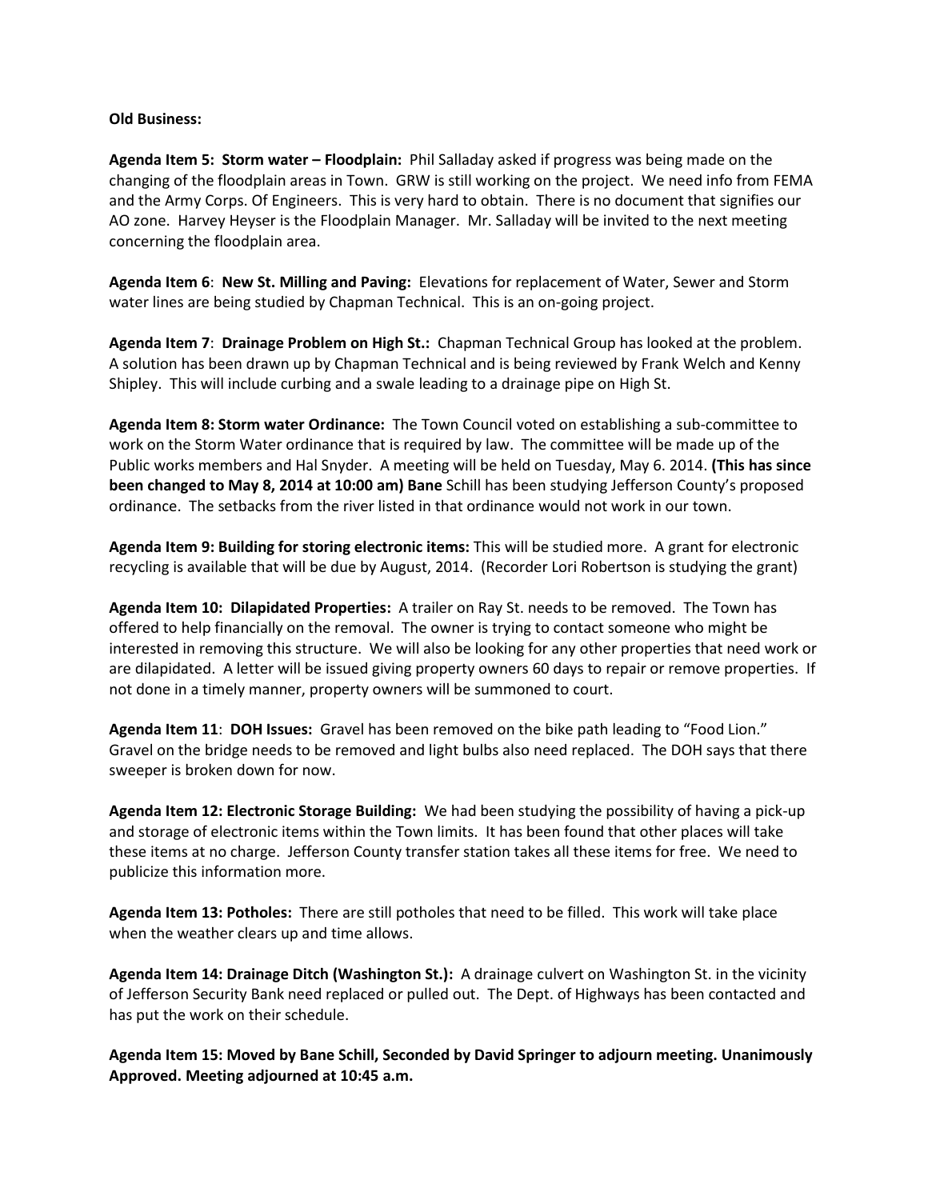**Old Business:**

**Agenda Item 5: Storm water – Floodplain:** Phil Salladay asked if progress was being made on the changing of the floodplain areas in Town. GRW is still working on the project. We need info from FEMA and the Army Corps. Of Engineers. This is very hard to obtain. There is no document that signifies our AO zone. Harvey Heyser is the Floodplain Manager. Mr. Salladay will be invited to the next meeting concerning the floodplain area.

**Agenda Item 6**: **New St. Milling and Paving:** Elevations for replacement of Water, Sewer and Storm water lines are being studied by Chapman Technical. This is an on-going project.

**Agenda Item 7**: **Drainage Problem on High St.:** Chapman Technical Group has looked at the problem. A solution has been drawn up by Chapman Technical and is being reviewed by Frank Welch and Kenny Shipley. This will include curbing and a swale leading to a drainage pipe on High St.

**Agenda Item 8: Storm water Ordinance:** The Town Council voted on establishing a sub-committee to work on the Storm Water ordinance that is required by law. The committee will be made up of the Public works members and Hal Snyder. A meeting will be held on Tuesday, May 6. 2014. **(This has since been changed to May 8, 2014 at 10:00 am) Bane** Schill has been studying Jefferson County's proposed ordinance. The setbacks from the river listed in that ordinance would not work in our town.

**Agenda Item 9: Building for storing electronic items:** This will be studied more. A grant for electronic recycling is available that will be due by August, 2014. (Recorder Lori Robertson is studying the grant)

**Agenda Item 10: Dilapidated Properties:** A trailer on Ray St. needs to be removed. The Town has offered to help financially on the removal. The owner is trying to contact someone who might be interested in removing this structure. We will also be looking for any other properties that need work or are dilapidated. A letter will be issued giving property owners 60 days to repair or remove properties. If not done in a timely manner, property owners will be summoned to court.

**Agenda Item 11**: **DOH Issues:** Gravel has been removed on the bike path leading to "Food Lion." Gravel on the bridge needs to be removed and light bulbs also need replaced. The DOH says that there sweeper is broken down for now.

**Agenda Item 12: Electronic Storage Building:** We had been studying the possibility of having a pick-up and storage of electronic items within the Town limits. It has been found that other places will take these items at no charge. Jefferson County transfer station takes all these items for free. We need to publicize this information more.

**Agenda Item 13: Potholes:** There are still potholes that need to be filled. This work will take place when the weather clears up and time allows.

**Agenda Item 14: Drainage Ditch (Washington St.):** A drainage culvert on Washington St. in the vicinity of Jefferson Security Bank need replaced or pulled out. The Dept. of Highways has been contacted and has put the work on their schedule.

**Agenda Item 15: Moved by Bane Schill, Seconded by David Springer to adjourn meeting. Unanimously Approved. Meeting adjourned at 10:45 a.m.**